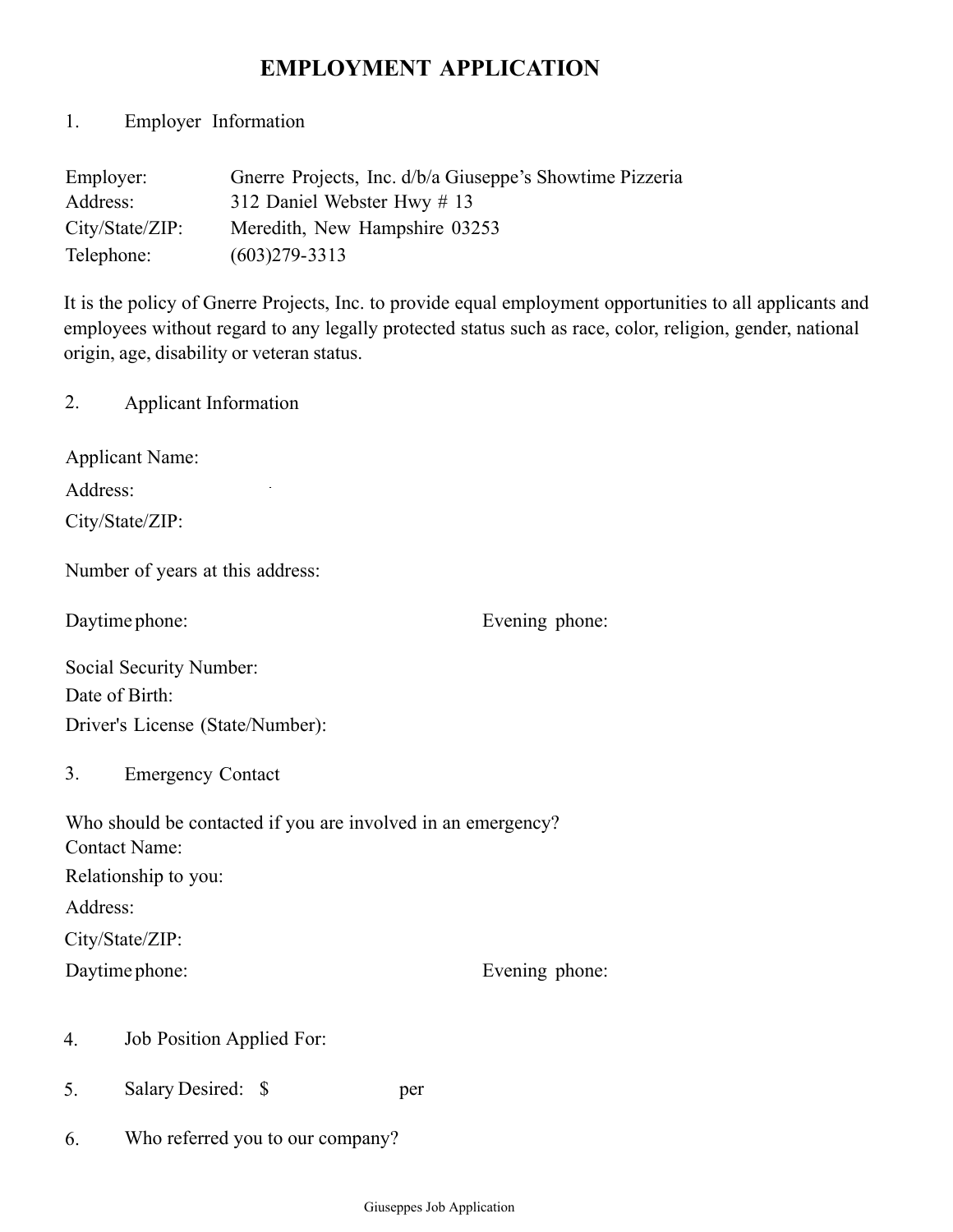# EMPLOYMENT APPLICATION

## 1. Employer Information

Employer: Gnerre Projects, Inc. d/b/a Giuseppe's Showtime Pizzeria
Address: 312 Daniel Webster Hwy # 13
City/State/ZIP: Meredith, New Hampshire 03253
Telephone: (603)279-3313

It is the policy of Gnerre Projects, Inc. to provide equal employment opportunities to all applicants and employees without regard to any legally protected status such as race, color, religion, gender, national origin, age, disability or veteran status.

## 2. Applicant Information

Applicant Name:

Address:

City/State/ZIP:

Number of years at this address:

Daytime phone: Evening phone:

Social Security Number:

Date of Birth:

Driver's License (State/Number):

## 3. Emergency Contact

Who should be contacted if you are involved in an emergency?

Contact Name:

Relationship to you:

Address:

City/State/ZIP:

Daytime phone: Evening phone:

## 4. Job Position Applied For:

## 5. Salary Desired: $ per

## 6. Who referred you to our company?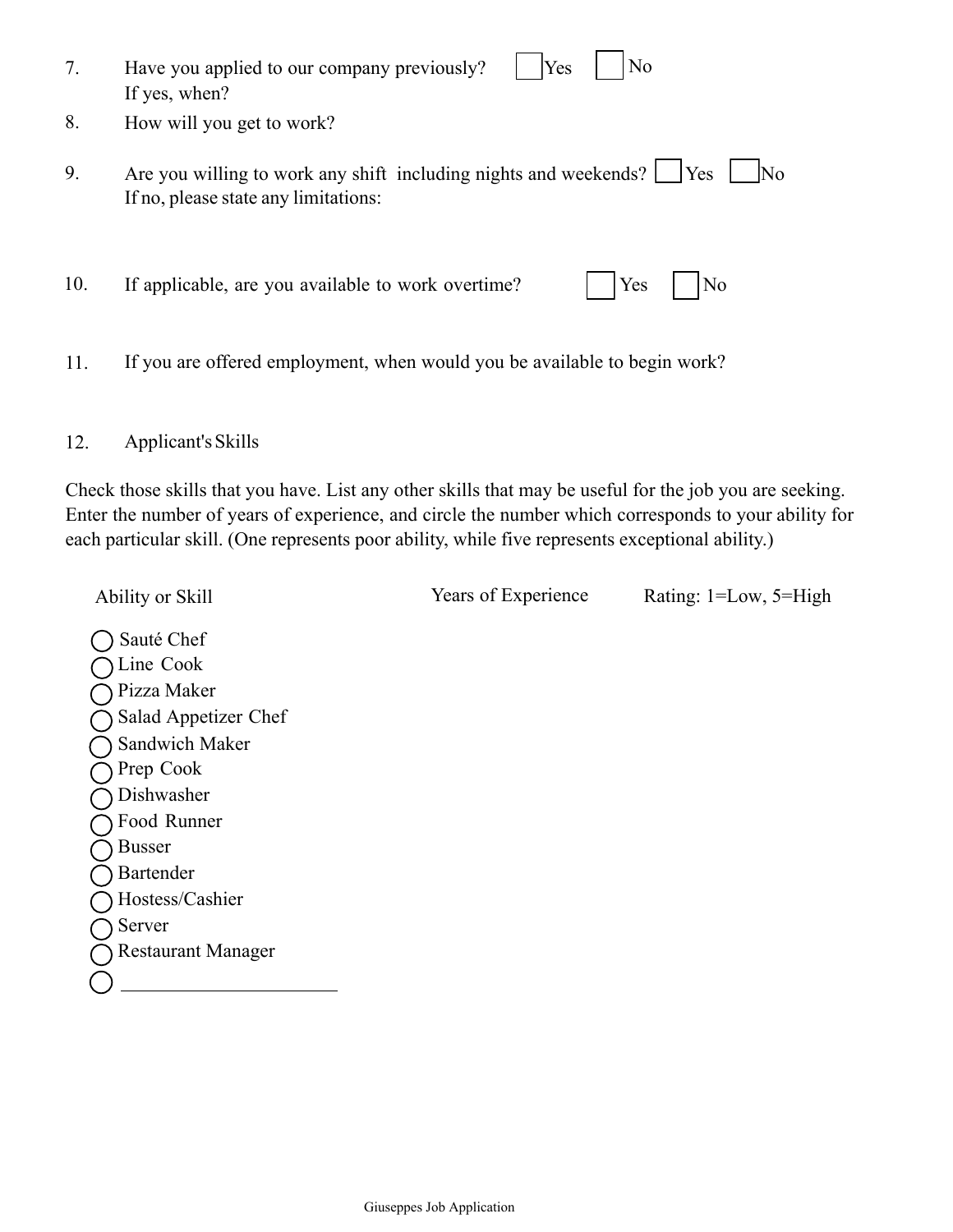7. Have you applied to our company previously? ☐ Yes ☐ No
   If yes, when?

8. How will you get to work?

9. Are you willing to work any shift including nights and weekends? ☐ Yes ☐ No
   If no, please state any limitations:

10. If applicable, are you available to work overtime? ☐ Yes ☐ No

11. If you are offered employment, when would you be available to begin work?

12. Applicant's Skills

Check those skills that you have. List any other skills that may be useful for the job you are seeking. Enter the number of years of experience, and circle the number which corresponds to your ability for each particular skill. (One represents poor ability, while five represents exceptional ability.)

| Ability or Skill | Years of Experience | Rating: 1=Low, 5=High |
| --- | --- | --- |
| ◯ Sauté Chef | | |
| ◯ Line Cook | | |
| ◯ Pizza Maker | | |
| ◯ Salad Appetizer Chef | | |
| ◯ Sandwich Maker | | |
| ◯ Prep Cook | | |
| ◯ Dishwasher | | |
| ◯ Food Runner | | |
| ◯ Busser | | |
| ◯ Bartender | | |
| ◯ Hostess/Cashier | | |
| ◯ Server | | |
| ◯ Restaurant Manager | | |
| ◯ ____________________ | | |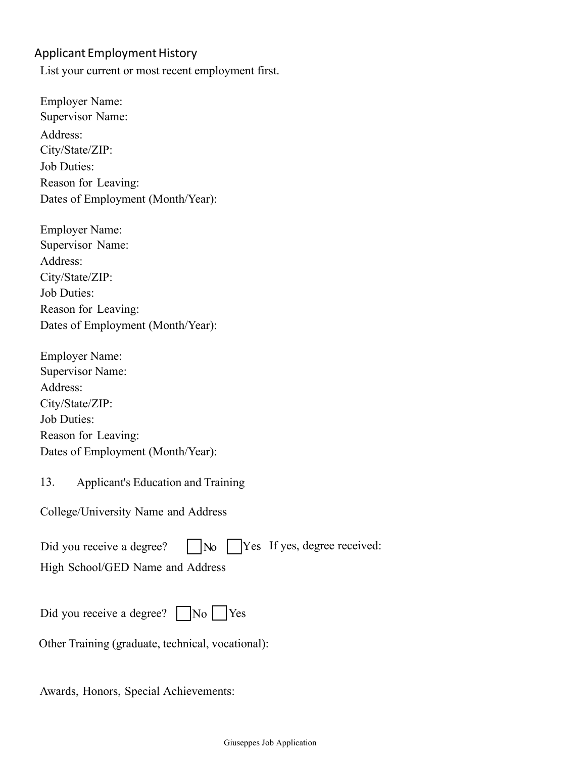## Applicant Employment History

List your current or most recent employment first.

Employer Name:
Supervisor Name:
Address:
City/State/ZIP:
Job Duties:
Reason for Leaving:
Dates of Employment (Month/Year):

Employer Name:
Supervisor Name:
Address:
City/State/ZIP:
Job Duties:
Reason for Leaving:
Dates of Employment (Month/Year):

Employer Name:
Supervisor Name:
Address:
City/State/ZIP:
Job Duties:
Reason for Leaving:
Dates of Employment (Month/Year):

13. Applicant's Education and Training

College/University Name and Address

Did you receive a degree? ☐ No ☐ Yes If yes, degree received:

High School/GED Name and Address

Did you receive a degree? ☐ No ☐ Yes

Other Training (graduate, technical, vocational):

Awards, Honors, Special Achievements: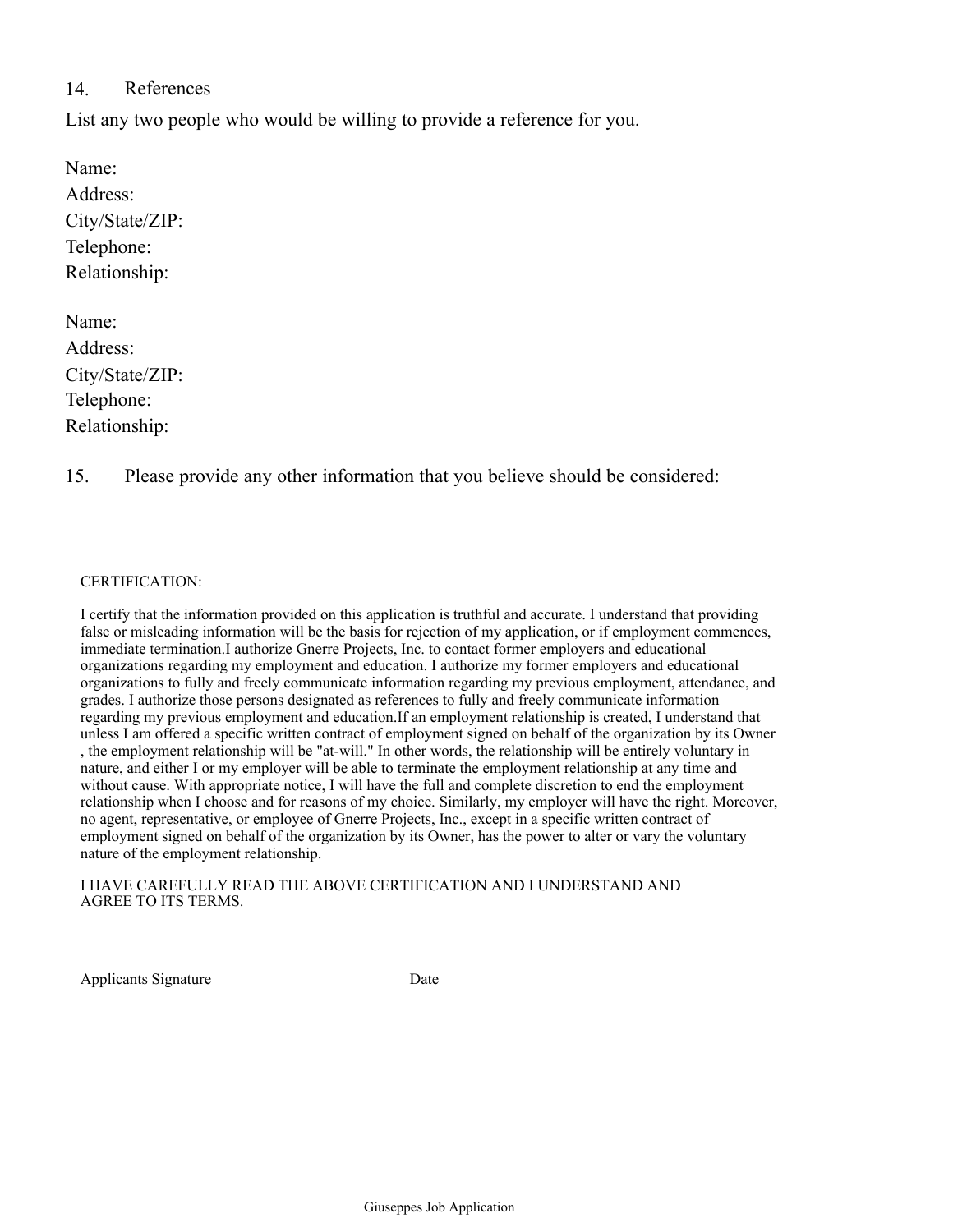14. References

List any two people who would be willing to provide a reference for you.

Name:
Address:
City/State/ZIP:
Telephone:
Relationship:

Name:
Address:
City/State/ZIP:
Telephone:
Relationship:

15. Please provide any other information that you believe should be considered:

CERTIFICATION:

I certify that the information provided on this application is truthful and accurate. I understand that providing false or misleading information will be the basis for rejection of my application, or if employment commences, immediate termination.I authorize Gnerre Projects, Inc. to contact former employers and educational organizations regarding my employment and education. I authorize my former employers and educational organizations to fully and freely communicate information regarding my previous employment, attendance, and grades. I authorize those persons designated as references to fully and freely communicate information regarding my previous employment and education.If an employment relationship is created, I understand that unless I am offered a specific written contract of employment signed on behalf of the organization by its Owner , the employment relationship will be "at-will." In other words, the relationship will be entirely voluntary in nature, and either I or my employer will be able to terminate the employment relationship at any time and without cause. With appropriate notice, I will have the full and complete discretion to end the employment relationship when I choose and for reasons of my choice. Similarly, my employer will have the right. Moreover, no agent, representative, or employee of Gnerre Projects, Inc., except in a specific written contract of employment signed on behalf of the organization by its Owner, has the power to alter or vary the voluntary nature of the employment relationship.

I HAVE CAREFULLY READ THE ABOVE CERTIFICATION AND I UNDERSTAND AND AGREE TO ITS TERMS.

Applicants Signature Date